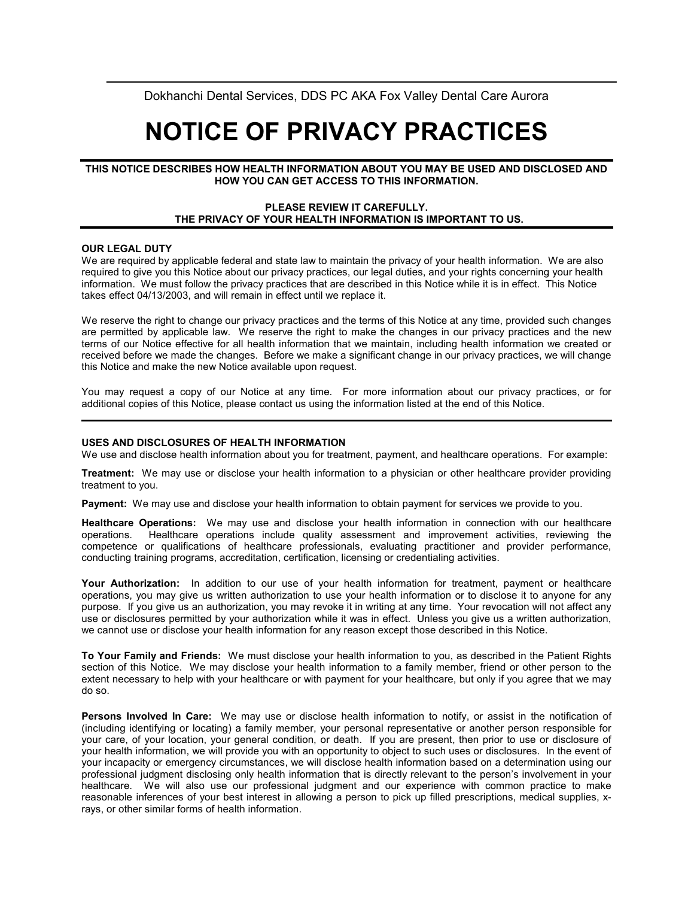Dokhanchi Dental Services, DDS PC AKA Fox Valley Dental Care Aurora

# NOTICE OF PRIVACY PRACTICES

**THIS NOTICE DESCRIBES HOW HEALTH INFORMATION ABOUT YOU MAY BE USED AND DISCLOSED AND HOW YOU CAN GET ACCESS TO THIS INFORMATION.**

**PLEASE REVIEW IT CAREFULLY.**
**THE PRIVACY OF YOUR HEALTH INFORMATION IS IMPORTANT TO US.**

---

### OUR LEGAL DUTY

We are required by applicable federal and state law to maintain the privacy of your health information. We are also required to give you this Notice about our privacy practices, our legal duties, and your rights concerning your health information. We must follow the privacy practices that are described in this Notice while it is in effect. This Notice takes effect 04/13/2003, and will remain in effect until we replace it.

We reserve the right to change our privacy practices and the terms of this Notice at any time, provided such changes are permitted by applicable law. We reserve the right to make the changes in our privacy practices and the new terms of our Notice effective for all health information that we maintain, including health information we created or received before we made the changes. Before we make a significant change in our privacy practices, we will change this Notice and make the new Notice available upon request.

You may request a copy of our Notice at any time. For more information about our privacy practices, or for additional copies of this Notice, please contact us using the information listed at the end of this Notice.

---

### USES AND DISCLOSURES OF HEALTH INFORMATION

We use and disclose health information about you for treatment, payment, and healthcare operations. For example:

**Treatment:** We may use or disclose your health information to a physician or other healthcare provider providing treatment to you.

**Payment:** We may use and disclose your health information to obtain payment for services we provide to you.

**Healthcare Operations:** We may use and disclose your health information in connection with our healthcare operations. Healthcare operations include quality assessment and improvement activities, reviewing the competence or qualifications of healthcare professionals, evaluating practitioner and provider performance, conducting training programs, accreditation, certification, licensing or credentialing activities.

**Your Authorization:** In addition to our use of your health information for treatment, payment or healthcare operations, you may give us written authorization to use your health information or to disclose it to anyone for any purpose. If you give us an authorization, you may revoke it in writing at any time. Your revocation will not affect any use or disclosures permitted by your authorization while it was in effect. Unless you give us a written authorization, we cannot use or disclose your health information for any reason except those described in this Notice.

**To Your Family and Friends:** We must disclose your health information to you, as described in the Patient Rights section of this Notice. We may disclose your health information to a family member, friend or other person to the extent necessary to help with your healthcare or with payment for your healthcare, but only if you agree that we may do so.

**Persons Involved In Care:** We may use or disclose health information to notify, or assist in the notification of (including identifying or locating) a family member, your personal representative or another person responsible for your care, of your location, your general condition, or death. If you are present, then prior to use or disclosure of your health information, we will provide you with an opportunity to object to such uses or disclosures. In the event of your incapacity or emergency circumstances, we will disclose health information based on a determination using our professional judgment disclosing only health information that is directly relevant to the person's involvement in your healthcare. We will also use our professional judgment and our experience with common practice to make reasonable inferences of your best interest in allowing a person to pick up filled prescriptions, medical supplies, x-rays, or other similar forms of health information.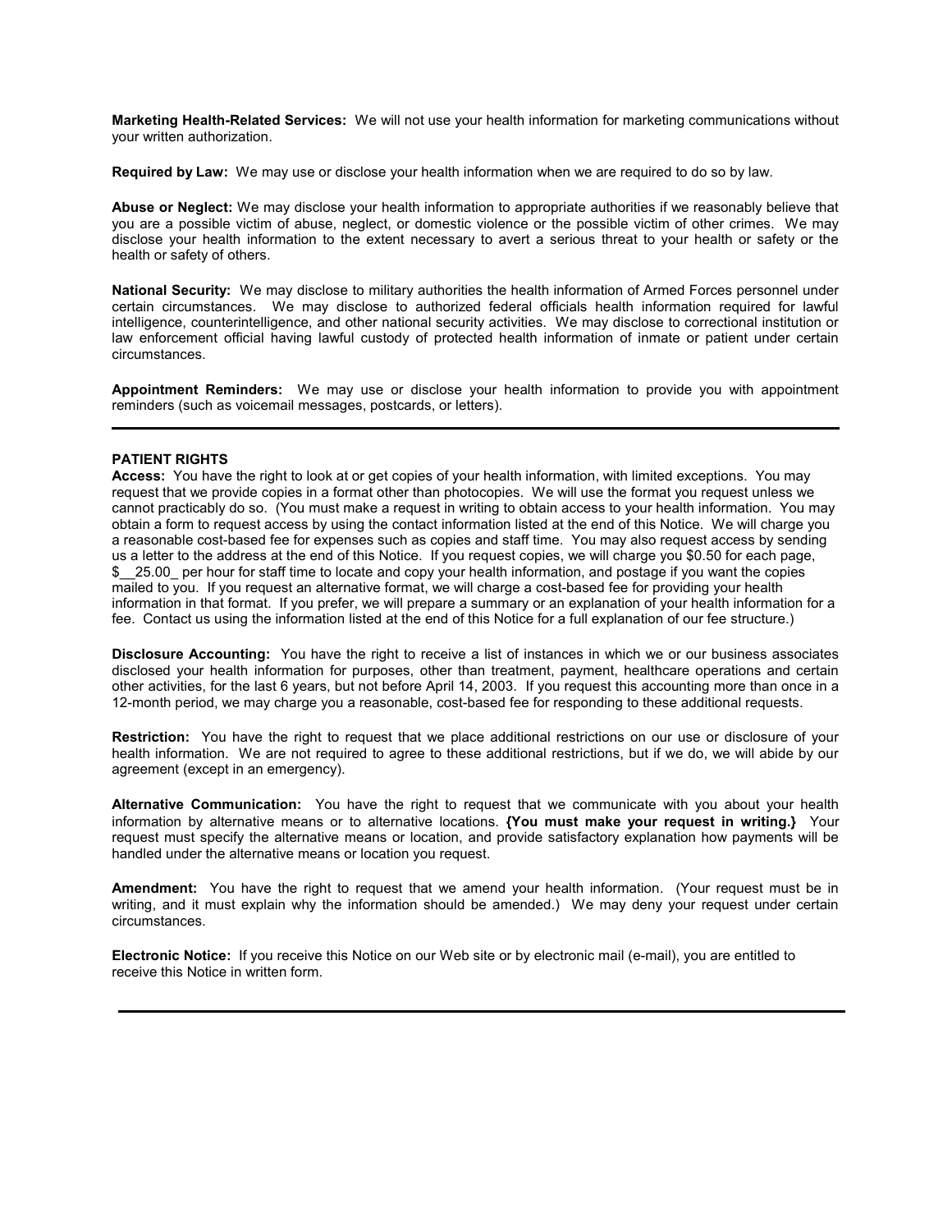**Marketing Health-Related Services:** We will not use your health information for marketing communications without your written authorization.

**Required by Law:** We may use or disclose your health information when we are required to do so by law.

**Abuse or Neglect:** We may disclose your health information to appropriate authorities if we reasonably believe that you are a possible victim of abuse, neglect, or domestic violence or the possible victim of other crimes. We may disclose your health information to the extent necessary to avert a serious threat to your health or safety or the health or safety of others.

**National Security:** We may disclose to military authorities the health information of Armed Forces personnel under certain circumstances. We may disclose to authorized federal officials health information required for lawful intelligence, counterintelligence, and other national security activities. We may disclose to correctional institution or law enforcement official having lawful custody of protected health information of inmate or patient under certain circumstances.

**Appointment Reminders:** We may use or disclose your health information to provide you with appointment reminders (such as voicemail messages, postcards, or letters).

---

**PATIENT RIGHTS**

**Access:** You have the right to look at or get copies of your health information, with limited exceptions. You may request that we provide copies in a format other than photocopies. We will use the format you request unless we cannot practicably do so. (You must make a request in writing to obtain access to your health information. You may obtain a form to request access by using the contact information listed at the end of this Notice. We will charge you a reasonable cost-based fee for expenses such as copies and staff time. You may also request access by sending us a letter to the address at the end of this Notice. If you request copies, we will charge you $0.50 for each page, $__25.00_ per hour for staff time to locate and copy your health information, and postage if you want the copies mailed to you. If you request an alternative format, we will charge a cost-based fee for providing your health information in that format. If you prefer, we will prepare a summary or an explanation of your health information for a fee. Contact us using the information listed at the end of this Notice for a full explanation of our fee structure.)

**Disclosure Accounting:** You have the right to receive a list of instances in which we or our business associates disclosed your health information for purposes, other than treatment, payment, healthcare operations and certain other activities, for the last 6 years, but not before April 14, 2003. If you request this accounting more than once in a 12-month period, we may charge you a reasonable, cost-based fee for responding to these additional requests.

**Restriction:** You have the right to request that we place additional restrictions on our use or disclosure of your health information. We are not required to agree to these additional restrictions, but if we do, we will abide by our agreement (except in an emergency).

**Alternative Communication:** You have the right to request that we communicate with you about your health information by alternative means or to alternative locations. **{You must make your request in writing.}** Your request must specify the alternative means or location, and provide satisfactory explanation how payments will be handled under the alternative means or location you request.

**Amendment:** You have the right to request that we amend your health information. (Your request must be in writing, and it must explain why the information should be amended.) We may deny your request under certain circumstances.

**Electronic Notice:** If you receive this Notice on our Web site or by electronic mail (e-mail), you are entitled to receive this Notice in written form.

---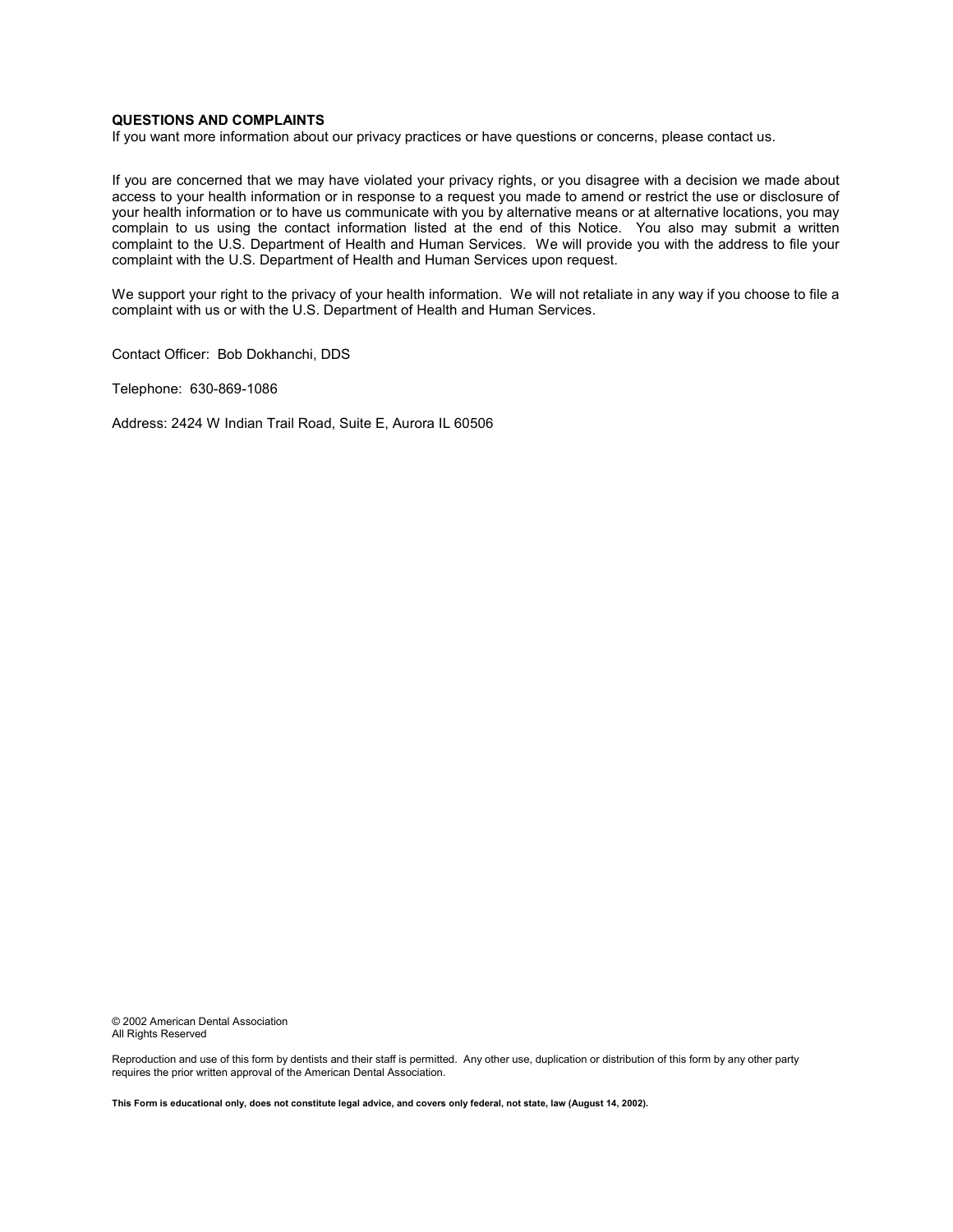**QUESTIONS AND COMPLAINTS**
If you want more information about our privacy practices or have questions or concerns, please contact us.

If you are concerned that we may have violated your privacy rights, or you disagree with a decision we made about access to your health information or in response to a request you made to amend or restrict the use or disclosure of your health information or to have us communicate with you by alternative means or at alternative locations, you may complain to us using the contact information listed at the end of this Notice. You also may submit a written complaint to the U.S. Department of Health and Human Services. We will provide you with the address to file your complaint with the U.S. Department of Health and Human Services upon request.

We support your right to the privacy of your health information. We will not retaliate in any way if you choose to file a complaint with us or with the U.S. Department of Health and Human Services.

Contact Officer: Bob Dokhanchi, DDS

Telephone: 630-869-1086

Address: 2424 W Indian Trail Road, Suite E, Aurora IL 60506

© 2002 American Dental Association
All Rights Reserved

Reproduction and use of this form by dentists and their staff is permitted. Any other use, duplication or distribution of this form by any other party requires the prior written approval of the American Dental Association.

**This Form is educational only, does not constitute legal advice, and covers only federal, not state, law (August 14, 2002).**